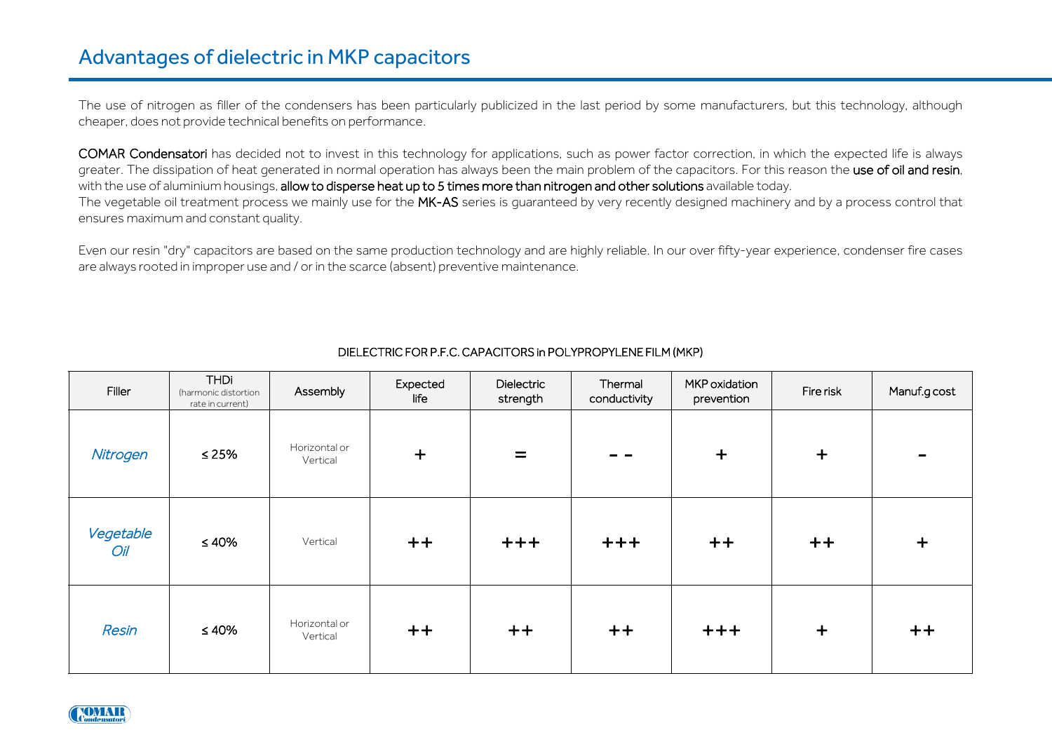# Advantages of dielectric in MKP capacitors

The use of nitrogen as filler of the condensers has been particularly publicized in the last period by some manufacturers, but this technology, although cheaper, does not provide technical benefits on performance.

**COMAR Condensatori** has decided not to invest in this technology for applications, such as power factor correction, in which the expected life is always greater. The dissipation of heat generated in normal operation has always been the main problem of the capacitors. For this reason the **use of oil and resin**, with the use of aluminium housings, **allow to disperse heat up to 5 times more than nitrogen and other solutions** available today.
The vegetable oil treatment process we mainly use for the **MK-AS** series is guaranteed by very recently designed machinery and by a process control that ensures maximum and constant quality.

Even our resin "dry" capacitors are based on the same production technology and are highly reliable. In our over fifty-year experience, condenser fire cases are always rooted in improper use and / or in the scarce (absent) preventive maintenance.

DIELECTRIC FOR P.F.C. CAPACITORS in POLYPROPYLENE FILM (MKP)

| Filler | THDi (harmonic distortion rate in current) | Assembly | Expected life | Dielectric strength | Thermal conductivity | MKP oxidation prevention | Fire risk | Manuf.g cost |
|---|---|---|---|---|---|---|---|---|
| *Nitrogen* | ≤ 25% | Horizontal or Vertical | + | = | - - | + | + | - |
| *Vegetable Oil* | ≤ 40% | Vertical | ++ | +++ | +++ | ++ | ++ | + |
| *Resin* | ≤ 40% | Horizontal or Vertical | ++ | ++ | ++ | +++ | + | ++ |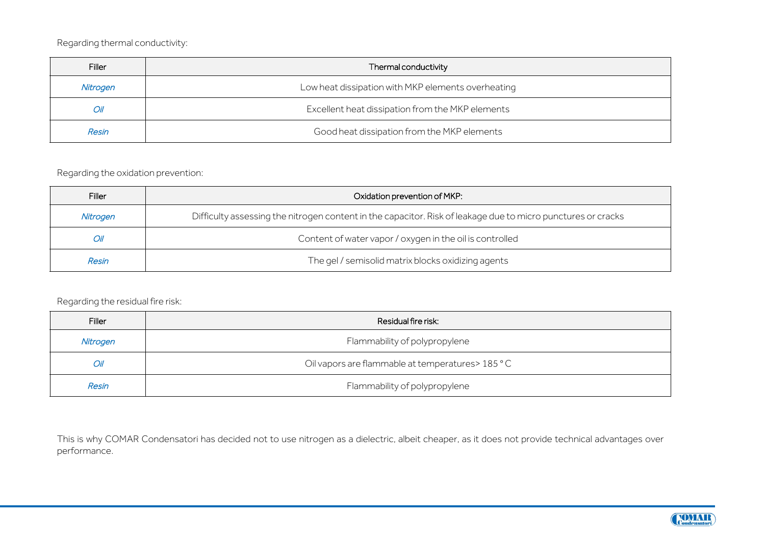Regarding thermal conductivity:

| Filler | Thermal conductivity |
|---|---|
| *Nitrogen* | Low heat dissipation with MKP elements overheating |
| *Oil* | Excellent heat dissipation from the MKP elements |
| *Resin* | Good heat dissipation from the MKP elements |

Regarding the oxidation prevention:

| Filler | Oxidation prevention of MKP: |
|---|---|
| *Nitrogen* | Difficulty assessing the nitrogen content in the capacitor. Risk of leakage due to micro punctures or cracks |
| *Oil* | Content of water vapor / oxygen in the oil is controlled |
| *Resin* | The gel / semisolid matrix blocks oxidizing agents |

Regarding the residual fire risk:

| Filler | Residual fire risk: |
|---|---|
| *Nitrogen* | Flammability of polypropylene |
| *Oil* | Oil vapors are flammable at temperatures> 185 ° C |
| *Resin* | Flammability of polypropylene |

This is why COMAR Condensatori has decided not to use nitrogen as a dielectric, albeit cheaper, as it does not provide technical advantages over performance.